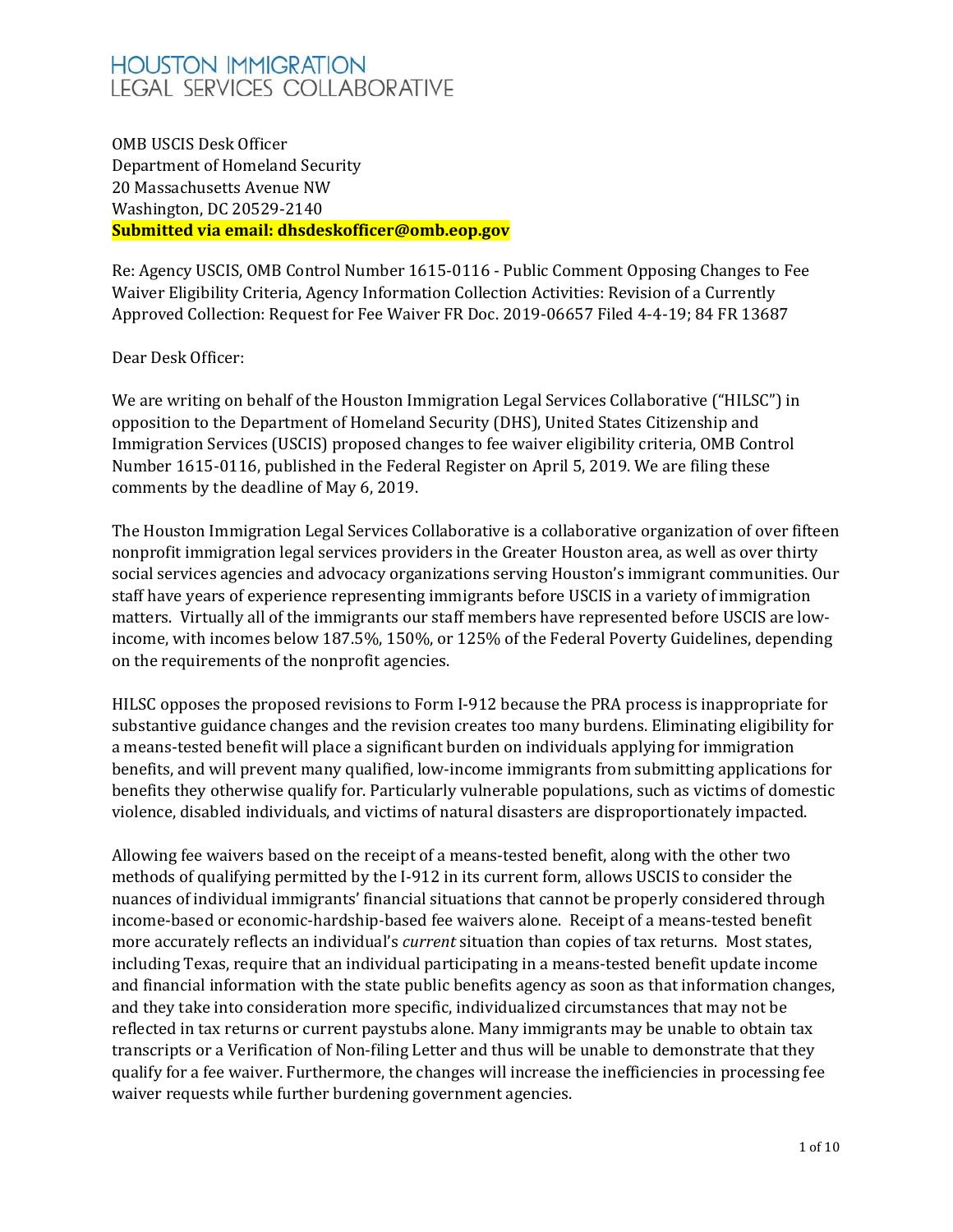# HOUSTON IMMIGRATION
LEGAL SERVICES COLLABORATIVE

OMB USCIS Desk Officer
Department of Homeland Security
20 Massachusetts Avenue NW
Washington, DC 20529-2140
**Submitted via email: dhsdeskofficer@omb.eop.gov**

Re: Agency USCIS, OMB Control Number 1615-0116 - Public Comment Opposing Changes to Fee Waiver Eligibility Criteria, Agency Information Collection Activities: Revision of a Currently Approved Collection: Request for Fee Waiver FR Doc. 2019-06657 Filed 4-4-19; 84 FR 13687

Dear Desk Officer:

We are writing on behalf of the Houston Immigration Legal Services Collaborative ("HILSC") in opposition to the Department of Homeland Security (DHS), United States Citizenship and Immigration Services (USCIS) proposed changes to fee waiver eligibility criteria, OMB Control Number 1615-0116, published in the Federal Register on April 5, 2019. We are filing these comments by the deadline of May 6, 2019.

The Houston Immigration Legal Services Collaborative is a collaborative organization of over fifteen nonprofit immigration legal services providers in the Greater Houston area, as well as over thirty social services agencies and advocacy organizations serving Houston's immigrant communities. Our staff have years of experience representing immigrants before USCIS in a variety of immigration matters. Virtually all of the immigrants our staff members have represented before USCIS are low-income, with incomes below 187.5%, 150%, or 125% of the Federal Poverty Guidelines, depending on the requirements of the nonprofit agencies.

HILSC opposes the proposed revisions to Form I-912 because the PRA process is inappropriate for substantive guidance changes and the revision creates too many burdens. Eliminating eligibility for a means-tested benefit will place a significant burden on individuals applying for immigration benefits, and will prevent many qualified, low-income immigrants from submitting applications for benefits they otherwise qualify for. Particularly vulnerable populations, such as victims of domestic violence, disabled individuals, and victims of natural disasters are disproportionately impacted.

Allowing fee waivers based on the receipt of a means-tested benefit, along with the other two methods of qualifying permitted by the I-912 in its current form, allows USCIS to consider the nuances of individual immigrants' financial situations that cannot be properly considered through income-based or economic-hardship-based fee waivers alone. Receipt of a means-tested benefit more accurately reflects an individual's *current* situation than copies of tax returns. Most states, including Texas, require that an individual participating in a means-tested benefit update income and financial information with the state public benefits agency as soon as that information changes, and they take into consideration more specific, individualized circumstances that may not be reflected in tax returns or current paystubs alone. Many immigrants may be unable to obtain tax transcripts or a Verification of Non-filing Letter and thus will be unable to demonstrate that they qualify for a fee waiver. Furthermore, the changes will increase the inefficiencies in processing fee waiver requests while further burdening government agencies.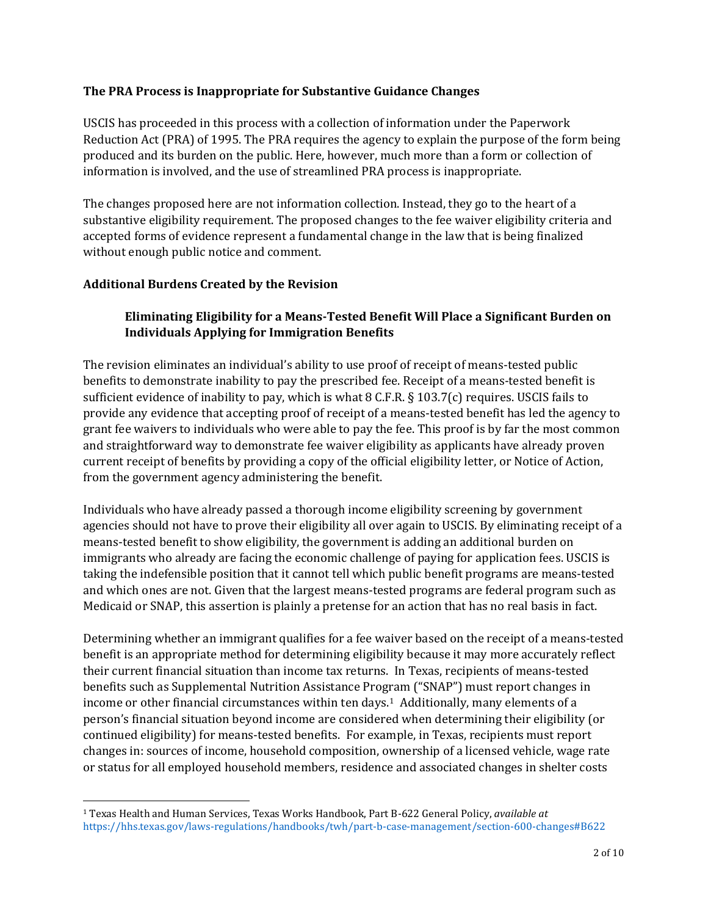## The PRA Process is Inappropriate for Substantive Guidance Changes

USCIS has proceeded in this process with a collection of information under the Paperwork Reduction Act (PRA) of 1995. The PRA requires the agency to explain the purpose of the form being produced and its burden on the public. Here, however, much more than a form or collection of information is involved, and the use of streamlined PRA process is inappropriate.

The changes proposed here are not information collection. Instead, they go to the heart of a substantive eligibility requirement. The proposed changes to the fee waiver eligibility criteria and accepted forms of evidence represent a fundamental change in the law that is being finalized without enough public notice and comment.

## Additional Burdens Created by the Revision

### Eliminating Eligibility for a Means-Tested Benefit Will Place a Significant Burden on Individuals Applying for Immigration Benefits

The revision eliminates an individual's ability to use proof of receipt of means-tested public benefits to demonstrate inability to pay the prescribed fee. Receipt of a means-tested benefit is sufficient evidence of inability to pay, which is what 8 C.F.R. § 103.7(c) requires. USCIS fails to provide any evidence that accepting proof of receipt of a means-tested benefit has led the agency to grant fee waivers to individuals who were able to pay the fee. This proof is by far the most common and straightforward way to demonstrate fee waiver eligibility as applicants have already proven current receipt of benefits by providing a copy of the official eligibility letter, or Notice of Action, from the government agency administering the benefit.

Individuals who have already passed a thorough income eligibility screening by government agencies should not have to prove their eligibility all over again to USCIS. By eliminating receipt of a means-tested benefit to show eligibility, the government is adding an additional burden on immigrants who already are facing the economic challenge of paying for application fees. USCIS is taking the indefensible position that it cannot tell which public benefit programs are means-tested and which ones are not. Given that the largest means-tested programs are federal program such as Medicaid or SNAP, this assertion is plainly a pretense for an action that has no real basis in fact.

Determining whether an immigrant qualifies for a fee waiver based on the receipt of a means-tested benefit is an appropriate method for determining eligibility because it may more accurately reflect their current financial situation than income tax returns. In Texas, recipients of means-tested benefits such as Supplemental Nutrition Assistance Program ("SNAP") must report changes in income or other financial circumstances within ten days.[1] Additionally, many elements of a person's financial situation beyond income are considered when determining their eligibility (or continued eligibility) for means-tested benefits. For example, in Texas, recipients must report changes in: sources of income, household composition, ownership of a licensed vehicle, wage rate or status for all employed household members, residence and associated changes in shelter costs

---

[1] Texas Health and Human Services, Texas Works Handbook, Part B-622 General Policy, *available at* https://hhs.texas.gov/laws-regulations/handbooks/twh/part-b-case-management/section-600-changes#B622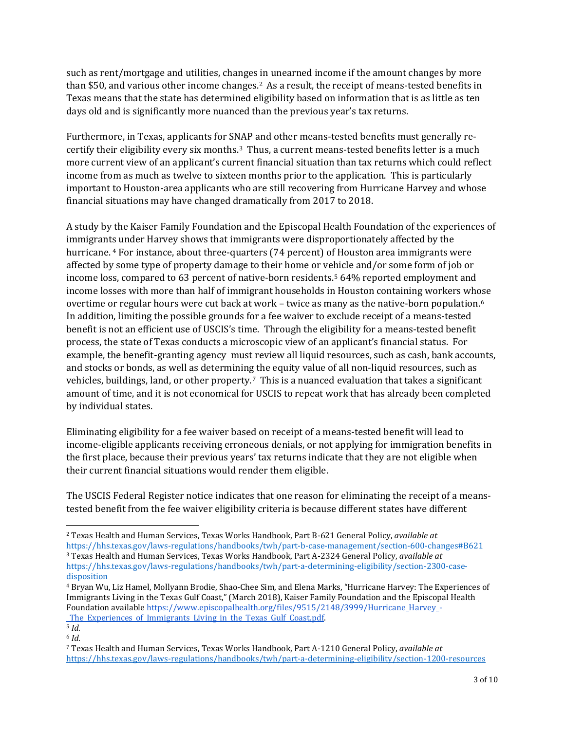such as rent/mortgage and utilities, changes in unearned income if the amount changes by more than $50, and various other income changes.[2] As a result, the receipt of means-tested benefits in Texas means that the state has determined eligibility based on information that is as little as ten days old and is significantly more nuanced than the previous year's tax returns.

Furthermore, in Texas, applicants for SNAP and other means-tested benefits must generally re-certify their eligibility every six months.[3] Thus, a current means-tested benefits letter is a much more current view of an applicant's current financial situation than tax returns which could reflect income from as much as twelve to sixteen months prior to the application. This is particularly important to Houston-area applicants who are still recovering from Hurricane Harvey and whose financial situations may have changed dramatically from 2017 to 2018.

A study by the Kaiser Family Foundation and the Episcopal Health Foundation of the experiences of immigrants under Harvey shows that immigrants were disproportionately affected by the hurricane.[4] For instance, about three-quarters (74 percent) of Houston area immigrants were affected by some type of property damage to their home or vehicle and/or some form of job or income loss, compared to 63 percent of native-born residents.[5] 64% reported employment and income losses with more than half of immigrant households in Houston containing workers whose overtime or regular hours were cut back at work – twice as many as the native-born population.[6] In addition, limiting the possible grounds for a fee waiver to exclude receipt of a means-tested benefit is not an efficient use of USCIS's time. Through the eligibility for a means-tested benefit process, the state of Texas conducts a microscopic view of an applicant's financial status. For example, the benefit-granting agency must review all liquid resources, such as cash, bank accounts, and stocks or bonds, as well as determining the equity value of all non-liquid resources, such as vehicles, buildings, land, or other property.[7] This is a nuanced evaluation that takes a significant amount of time, and it is not economical for USCIS to repeat work that has already been completed by individual states.

Eliminating eligibility for a fee waiver based on receipt of a means-tested benefit will lead to income-eligible applicants receiving erroneous denials, or not applying for immigration benefits in the first place, because their previous years' tax returns indicate that they are not eligible when their current financial situations would render them eligible.

The USCIS Federal Register notice indicates that one reason for eliminating the receipt of a means-tested benefit from the fee waiver eligibility criteria is because different states have different

---

[2] Texas Health and Human Services, Texas Works Handbook, Part B-621 General Policy, *available at* https://hhs.texas.gov/laws-regulations/handbooks/twh/part-b-case-management/section-600-changes#B621

[3] Texas Health and Human Services, Texas Works Handbook, Part A-2324 General Policy, *available at* https://hhs.texas.gov/laws-regulations/handbooks/twh/part-a-determining-eligibility/section-2300-case-disposition

[4] Bryan Wu, Liz Hamel, Mollyann Brodie, Shao-Chee Sim, and Elena Marks, "Hurricane Harvey: The Experiences of Immigrants Living in the Texas Gulf Coast," (March 2018), Kaiser Family Foundation and the Episcopal Health Foundation available https://www.episcopalhealth.org/files/9515/2148/3999/Hurricane_Harvey_-_The_Experiences_of_Immigrants_Living_in_the_Texas_Gulf_Coast.pdf.

[5] *Id.*

[6] *Id.*

[7] Texas Health and Human Services, Texas Works Handbook, Part A-1210 General Policy, *available at* https://hhs.texas.gov/laws-regulations/handbooks/twh/part-a-determining-eligibility/section-1200-resources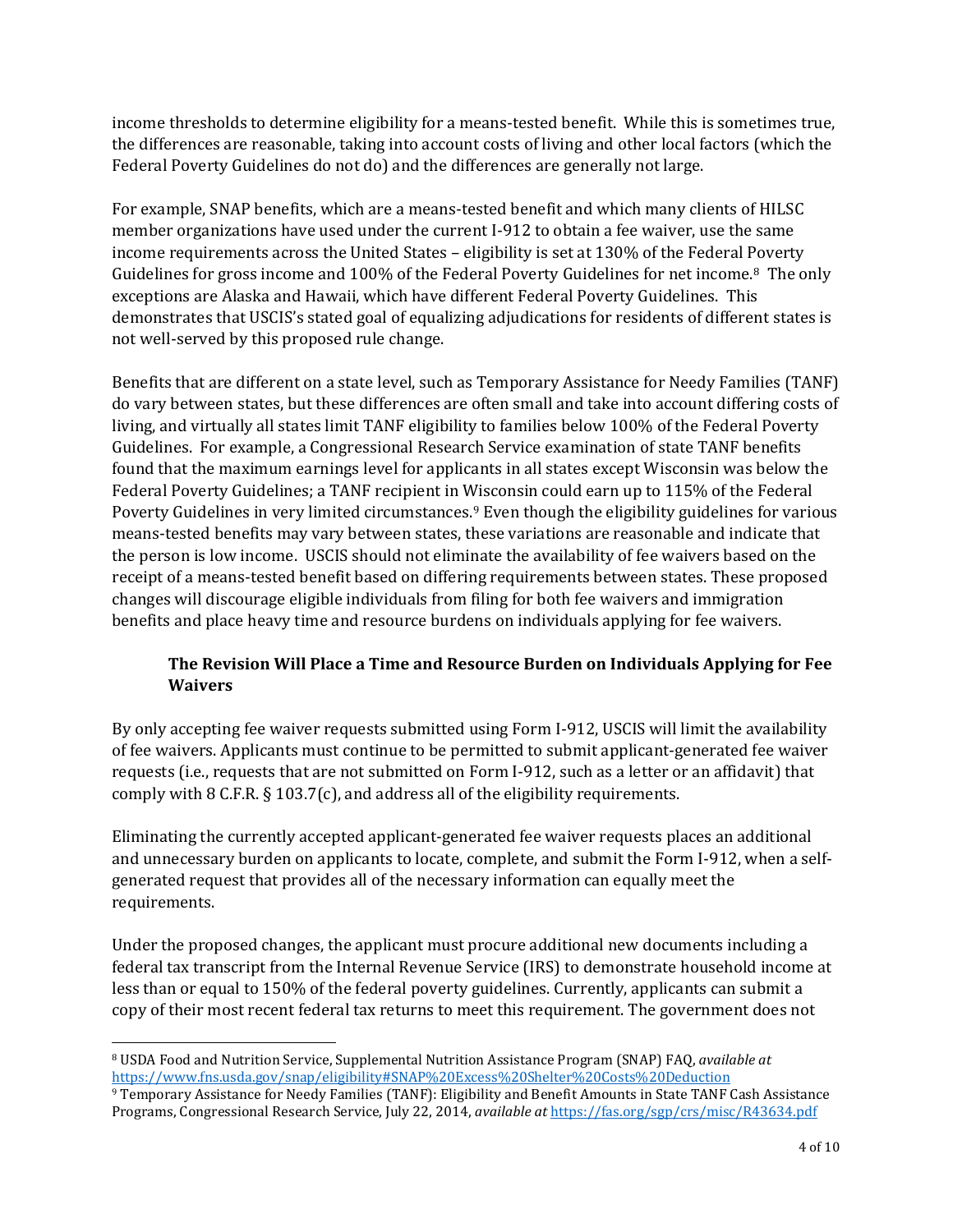income thresholds to determine eligibility for a means-tested benefit. While this is sometimes true, the differences are reasonable, taking into account costs of living and other local factors (which the Federal Poverty Guidelines do not do) and the differences are generally not large.

For example, SNAP benefits, which are a means-tested benefit and which many clients of HILSC member organizations have used under the current I-912 to obtain a fee waiver, use the same income requirements across the United States – eligibility is set at 130% of the Federal Poverty Guidelines for gross income and 100% of the Federal Poverty Guidelines for net income.[8] The only exceptions are Alaska and Hawaii, which have different Federal Poverty Guidelines. This demonstrates that USCIS's stated goal of equalizing adjudications for residents of different states is not well-served by this proposed rule change.

Benefits that are different on a state level, such as Temporary Assistance for Needy Families (TANF) do vary between states, but these differences are often small and take into account differing costs of living, and virtually all states limit TANF eligibility to families below 100% of the Federal Poverty Guidelines. For example, a Congressional Research Service examination of state TANF benefits found that the maximum earnings level for applicants in all states except Wisconsin was below the Federal Poverty Guidelines; a TANF recipient in Wisconsin could earn up to 115% of the Federal Poverty Guidelines in very limited circumstances.[9] Even though the eligibility guidelines for various means-tested benefits may vary between states, these variations are reasonable and indicate that the person is low income. USCIS should not eliminate the availability of fee waivers based on the receipt of a means-tested benefit based on differing requirements between states. These proposed changes will discourage eligible individuals from filing for both fee waivers and immigration benefits and place heavy time and resource burdens on individuals applying for fee waivers.

### The Revision Will Place a Time and Resource Burden on Individuals Applying for Fee Waivers

By only accepting fee waiver requests submitted using Form I-912, USCIS will limit the availability of fee waivers. Applicants must continue to be permitted to submit applicant-generated fee waiver requests (i.e., requests that are not submitted on Form I-912, such as a letter or an affidavit) that comply with 8 C.F.R. § 103.7(c), and address all of the eligibility requirements.

Eliminating the currently accepted applicant-generated fee waiver requests places an additional and unnecessary burden on applicants to locate, complete, and submit the Form I-912, when a self-generated request that provides all of the necessary information can equally meet the requirements.

Under the proposed changes, the applicant must procure additional new documents including a federal tax transcript from the Internal Revenue Service (IRS) to demonstrate household income at less than or equal to 150% of the federal poverty guidelines. Currently, applicants can submit a copy of their most recent federal tax returns to meet this requirement. The government does not

---

[8] USDA Food and Nutrition Service, Supplemental Nutrition Assistance Program (SNAP) FAQ, *available at* https://www.fns.usda.gov/snap/eligibility#SNAP%20Excess%20Shelter%20Costs%20Deduction

[9] Temporary Assistance for Needy Families (TANF): Eligibility and Benefit Amounts in State TANF Cash Assistance Programs, Congressional Research Service, July 22, 2014, *available at* https://fas.org/sgp/crs/misc/R43634.pdf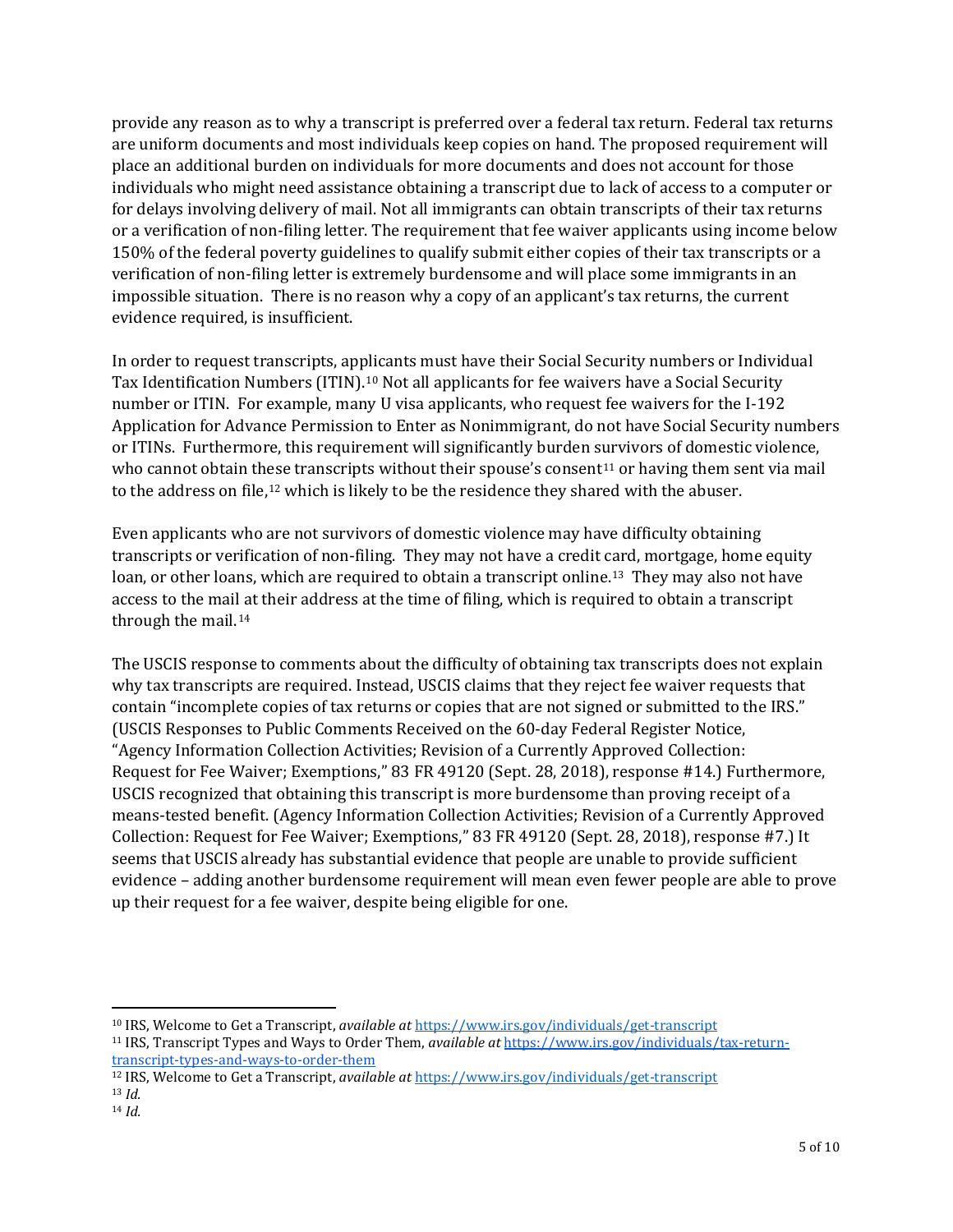provide any reason as to why a transcript is preferred over a federal tax return. Federal tax returns are uniform documents and most individuals keep copies on hand. The proposed requirement will place an additional burden on individuals for more documents and does not account for those individuals who might need assistance obtaining a transcript due to lack of access to a computer or for delays involving delivery of mail. Not all immigrants can obtain transcripts of their tax returns or a verification of non-filing letter. The requirement that fee waiver applicants using income below 150% of the federal poverty guidelines to qualify submit either copies of their tax transcripts or a verification of non-filing letter is extremely burdensome and will place some immigrants in an impossible situation. There is no reason why a copy of an applicant's tax returns, the current evidence required, is insufficient.

In order to request transcripts, applicants must have their Social Security numbers or Individual Tax Identification Numbers (ITIN).[10] Not all applicants for fee waivers have a Social Security number or ITIN. For example, many U visa applicants, who request fee waivers for the I-192 Application for Advance Permission to Enter as Nonimmigrant, do not have Social Security numbers or ITINs. Furthermore, this requirement will significantly burden survivors of domestic violence, who cannot obtain these transcripts without their spouse's consent[11] or having them sent via mail to the address on file,[12] which is likely to be the residence they shared with the abuser.

Even applicants who are not survivors of domestic violence may have difficulty obtaining transcripts or verification of non-filing. They may not have a credit card, mortgage, home equity loan, or other loans, which are required to obtain a transcript online.[13] They may also not have access to the mail at their address at the time of filing, which is required to obtain a transcript through the mail.[14]

The USCIS response to comments about the difficulty of obtaining tax transcripts does not explain why tax transcripts are required. Instead, USCIS claims that they reject fee waiver requests that contain "incomplete copies of tax returns or copies that are not signed or submitted to the IRS." (USCIS Responses to Public Comments Received on the 60-day Federal Register Notice, "Agency Information Collection Activities; Revision of a Currently Approved Collection: Request for Fee Waiver; Exemptions," 83 FR 49120 (Sept. 28, 2018), response #14.) Furthermore, USCIS recognized that obtaining this transcript is more burdensome than proving receipt of a means-tested benefit. (Agency Information Collection Activities; Revision of a Currently Approved Collection: Request for Fee Waiver; Exemptions," 83 FR 49120 (Sept. 28, 2018), response #7.) It seems that USCIS already has substantial evidence that people are unable to provide sufficient evidence – adding another burdensome requirement will mean even fewer people are able to prove up their request for a fee waiver, despite being eligible for one.

---

[10] IRS, Welcome to Get a Transcript, *available at* https://www.irs.gov/individuals/get-transcript

[11] IRS, Transcript Types and Ways to Order Them, *available at* https://www.irs.gov/individuals/tax-return-transcript-types-and-ways-to-order-them

[12] IRS, Welcome to Get a Transcript, *available at* https://www.irs.gov/individuals/get-transcript

[13] *Id.*

[14] *Id.*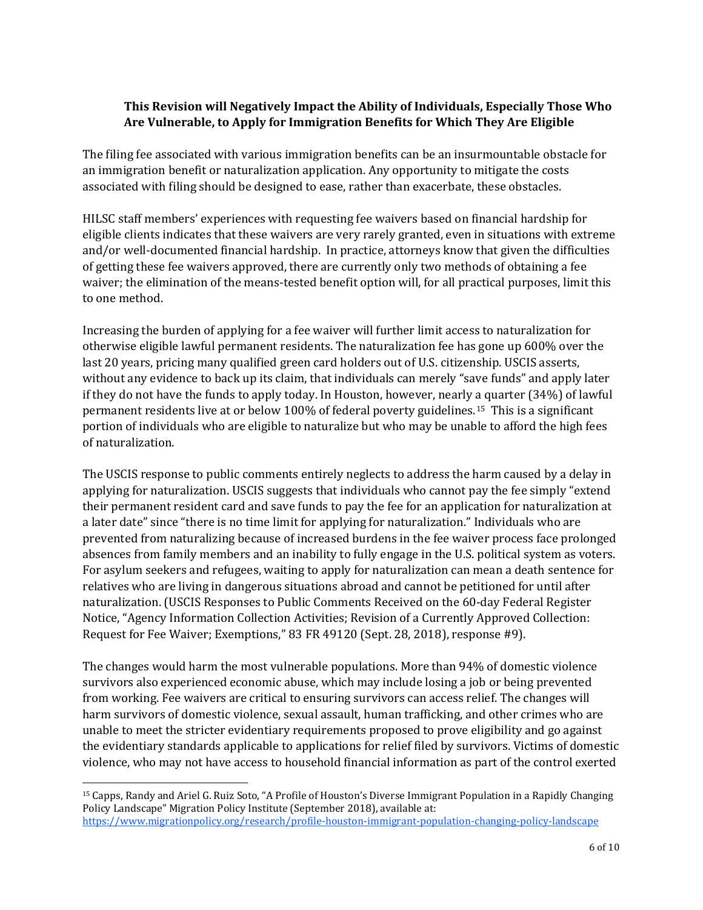### This Revision will Negatively Impact the Ability of Individuals, Especially Those Who Are Vulnerable, to Apply for Immigration Benefits for Which They Are Eligible

The filing fee associated with various immigration benefits can be an insurmountable obstacle for an immigration benefit or naturalization application. Any opportunity to mitigate the costs associated with filing should be designed to ease, rather than exacerbate, these obstacles.

HILSC staff members' experiences with requesting fee waivers based on financial hardship for eligible clients indicates that these waivers are very rarely granted, even in situations with extreme and/or well-documented financial hardship. In practice, attorneys know that given the difficulties of getting these fee waivers approved, there are currently only two methods of obtaining a fee waiver; the elimination of the means-tested benefit option will, for all practical purposes, limit this to one method.

Increasing the burden of applying for a fee waiver will further limit access to naturalization for otherwise eligible lawful permanent residents. The naturalization fee has gone up 600% over the last 20 years, pricing many qualified green card holders out of U.S. citizenship. USCIS asserts, without any evidence to back up its claim, that individuals can merely "save funds" and apply later if they do not have the funds to apply today. In Houston, however, nearly a quarter (34%) of lawful permanent residents live at or below 100% of federal poverty guidelines.[15] This is a significant portion of individuals who are eligible to naturalize but who may be unable to afford the high fees of naturalization.

The USCIS response to public comments entirely neglects to address the harm caused by a delay in applying for naturalization. USCIS suggests that individuals who cannot pay the fee simply "extend their permanent resident card and save funds to pay the fee for an application for naturalization at a later date" since "there is no time limit for applying for naturalization." Individuals who are prevented from naturalizing because of increased burdens in the fee waiver process face prolonged absences from family members and an inability to fully engage in the U.S. political system as voters. For asylum seekers and refugees, waiting to apply for naturalization can mean a death sentence for relatives who are living in dangerous situations abroad and cannot be petitioned for until after naturalization. (USCIS Responses to Public Comments Received on the 60-day Federal Register Notice, "Agency Information Collection Activities; Revision of a Currently Approved Collection: Request for Fee Waiver; Exemptions," 83 FR 49120 (Sept. 28, 2018), response #9).

The changes would harm the most vulnerable populations. More than 94% of domestic violence survivors also experienced economic abuse, which may include losing a job or being prevented from working. Fee waivers are critical to ensuring survivors can access relief. The changes will harm survivors of domestic violence, sexual assault, human trafficking, and other crimes who are unable to meet the stricter evidentiary requirements proposed to prove eligibility and go against the evidentiary standards applicable to applications for relief filed by survivors. Victims of domestic violence, who may not have access to household financial information as part of the control exerted

[15] Capps, Randy and Ariel G. Ruiz Soto, "A Profile of Houston's Diverse Immigrant Population in a Rapidly Changing Policy Landscape" Migration Policy Institute (September 2018), available at: https://www.migrationpolicy.org/research/profile-houston-immigrant-population-changing-policy-landscape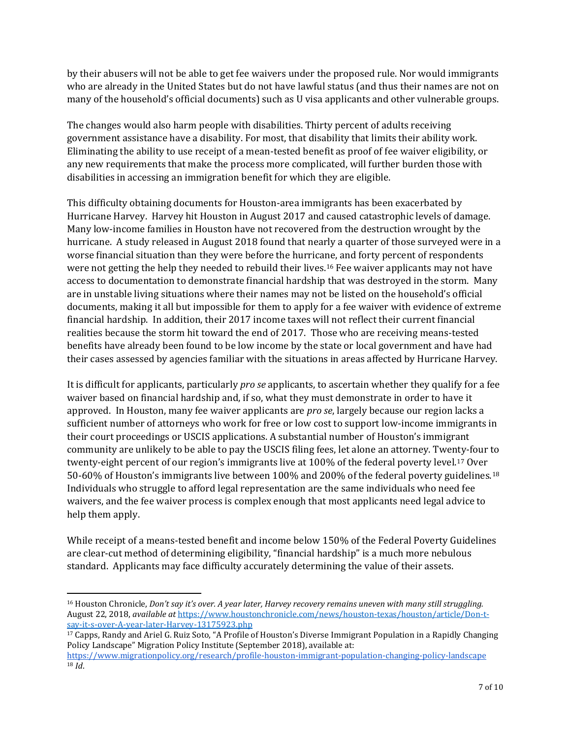by their abusers will not be able to get fee waivers under the proposed rule. Nor would immigrants who are already in the United States but do not have lawful status (and thus their names are not on many of the household's official documents) such as U visa applicants and other vulnerable groups.

The changes would also harm people with disabilities. Thirty percent of adults receiving government assistance have a disability. For most, that disability that limits their ability work. Eliminating the ability to use receipt of a mean-tested benefit as proof of fee waiver eligibility, or any new requirements that make the process more complicated, will further burden those with disabilities in accessing an immigration benefit for which they are eligible.

This difficulty obtaining documents for Houston-area immigrants has been exacerbated by Hurricane Harvey. Harvey hit Houston in August 2017 and caused catastrophic levels of damage. Many low-income families in Houston have not recovered from the destruction wrought by the hurricane. A study released in August 2018 found that nearly a quarter of those surveyed were in a worse financial situation than they were before the hurricane, and forty percent of respondents were not getting the help they needed to rebuild their lives.[16] Fee waiver applicants may not have access to documentation to demonstrate financial hardship that was destroyed in the storm. Many are in unstable living situations where their names may not be listed on the household's official documents, making it all but impossible for them to apply for a fee waiver with evidence of extreme financial hardship. In addition, their 2017 income taxes will not reflect their current financial realities because the storm hit toward the end of 2017. Those who are receiving means-tested benefits have already been found to be low income by the state or local government and have had their cases assessed by agencies familiar with the situations in areas affected by Hurricane Harvey.

It is difficult for applicants, particularly *pro se* applicants, to ascertain whether they qualify for a fee waiver based on financial hardship and, if so, what they must demonstrate in order to have it approved. In Houston, many fee waiver applicants are *pro se*, largely because our region lacks a sufficient number of attorneys who work for free or low cost to support low-income immigrants in their court proceedings or USCIS applications. A substantial number of Houston's immigrant community are unlikely to be able to pay the USCIS filing fees, let alone an attorney. Twenty-four to twenty-eight percent of our region's immigrants live at 100% of the federal poverty level.[17] Over 50-60% of Houston's immigrants live between 100% and 200% of the federal poverty guidelines.[18] Individuals who struggle to afford legal representation are the same individuals who need fee waivers, and the fee waiver process is complex enough that most applicants need legal advice to help them apply.

While receipt of a means-tested benefit and income below 150% of the Federal Poverty Guidelines are clear-cut method of determining eligibility, "financial hardship" is a much more nebulous standard. Applicants may face difficulty accurately determining the value of their assets.

---

[16] Houston Chronicle, *Don't say it's over. A year later, Harvey recovery remains uneven with many still struggling.* August 22, 2018, *available at* https://www.houstonchronicle.com/news/houston-texas/houston/article/Don-t-say-it-s-over-A-year-later-Harvey-13175923.php

[17] Capps, Randy and Ariel G. Ruiz Soto, "A Profile of Houston's Diverse Immigrant Population in a Rapidly Changing Policy Landscape" Migration Policy Institute (September 2018), available at: https://www.migrationpolicy.org/research/profile-houston-immigrant-population-changing-policy-landscape

[18] *Id.*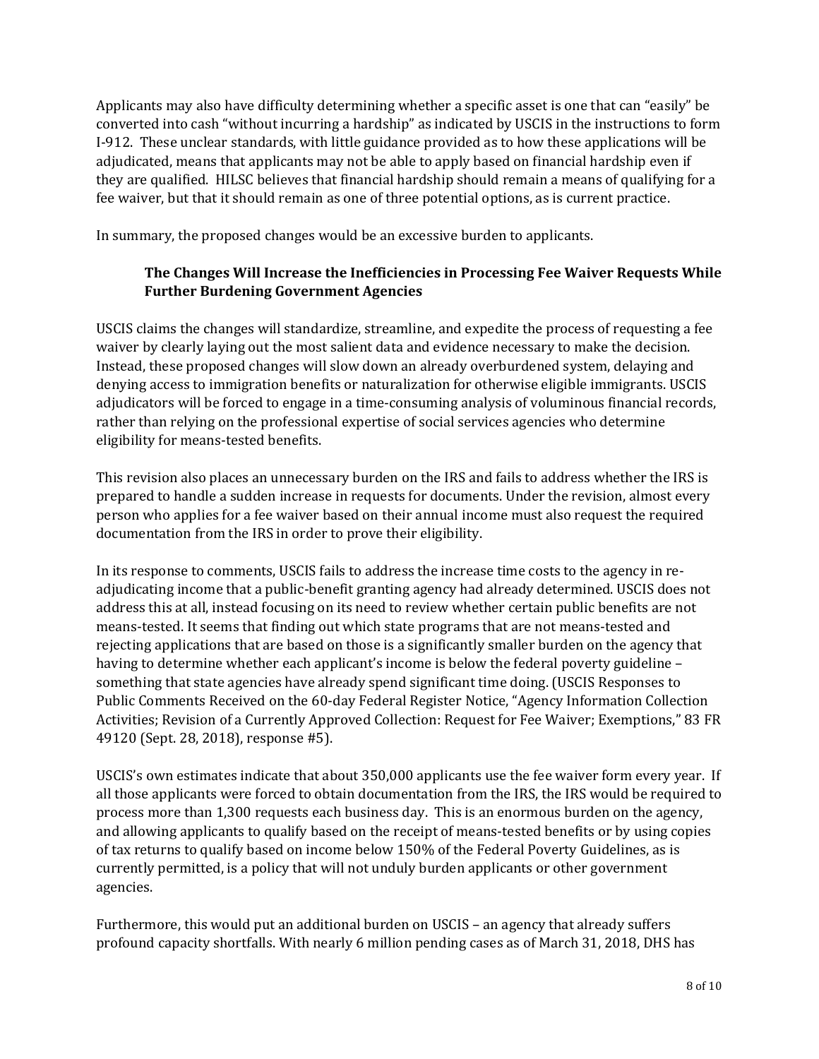Applicants may also have difficulty determining whether a specific asset is one that can "easily" be converted into cash "without incurring a hardship" as indicated by USCIS in the instructions to form I-912. These unclear standards, with little guidance provided as to how these applications will be adjudicated, means that applicants may not be able to apply based on financial hardship even if they are qualified. HILSC believes that financial hardship should remain a means of qualifying for a fee waiver, but that it should remain as one of three potential options, as is current practice.

In summary, the proposed changes would be an excessive burden to applicants.

### The Changes Will Increase the Inefficiencies in Processing Fee Waiver Requests While Further Burdening Government Agencies

USCIS claims the changes will standardize, streamline, and expedite the process of requesting a fee waiver by clearly laying out the most salient data and evidence necessary to make the decision. Instead, these proposed changes will slow down an already overburdened system, delaying and denying access to immigration benefits or naturalization for otherwise eligible immigrants. USCIS adjudicators will be forced to engage in a time-consuming analysis of voluminous financial records, rather than relying on the professional expertise of social services agencies who determine eligibility for means-tested benefits.

This revision also places an unnecessary burden on the IRS and fails to address whether the IRS is prepared to handle a sudden increase in requests for documents. Under the revision, almost every person who applies for a fee waiver based on their annual income must also request the required documentation from the IRS in order to prove their eligibility.

In its response to comments, USCIS fails to address the increase time costs to the agency in re-adjudicating income that a public-benefit granting agency had already determined. USCIS does not address this at all, instead focusing on its need to review whether certain public benefits are not means-tested. It seems that finding out which state programs that are not means-tested and rejecting applications that are based on those is a significantly smaller burden on the agency that having to determine whether each applicant's income is below the federal poverty guideline – something that state agencies have already spend significant time doing. (USCIS Responses to Public Comments Received on the 60-day Federal Register Notice, "Agency Information Collection Activities; Revision of a Currently Approved Collection: Request for Fee Waiver; Exemptions," 83 FR 49120 (Sept. 28, 2018), response #5).

USCIS's own estimates indicate that about 350,000 applicants use the fee waiver form every year. If all those applicants were forced to obtain documentation from the IRS, the IRS would be required to process more than 1,300 requests each business day. This is an enormous burden on the agency, and allowing applicants to qualify based on the receipt of means-tested benefits or by using copies of tax returns to qualify based on income below 150% of the Federal Poverty Guidelines, as is currently permitted, is a policy that will not unduly burden applicants or other government agencies.

Furthermore, this would put an additional burden on USCIS – an agency that already suffers profound capacity shortfalls. With nearly 6 million pending cases as of March 31, 2018, DHS has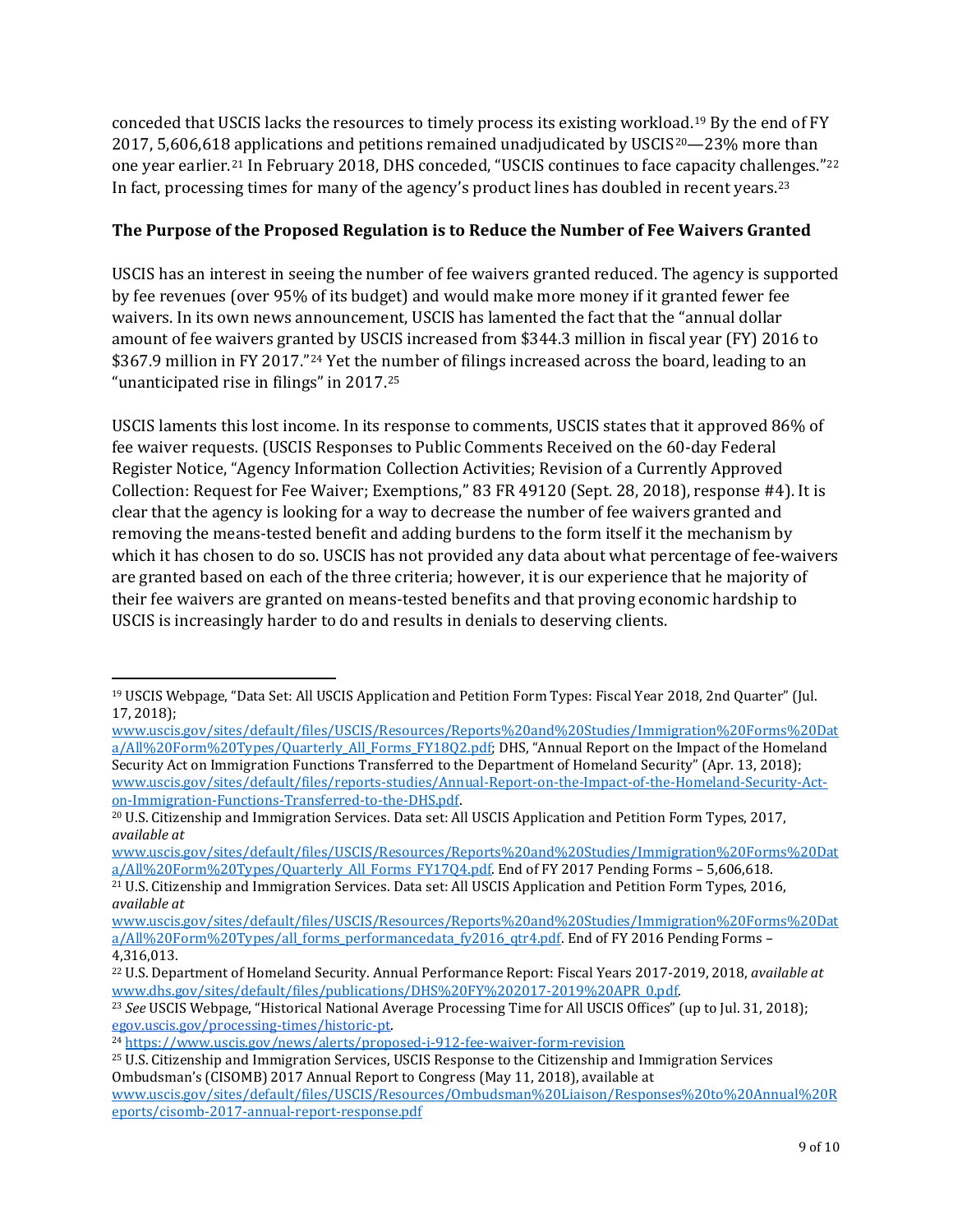conceded that USCIS lacks the resources to timely process its existing workload.[19] By the end of FY 2017, 5,606,618 applications and petitions remained unadjudicated by USCIS[20]—23% more than one year earlier.[21] In February 2018, DHS conceded, "USCIS continues to face capacity challenges."[22] In fact, processing times for many of the agency's product lines has doubled in recent years.[23]

**The Purpose of the Proposed Regulation is to Reduce the Number of Fee Waivers Granted**

USCIS has an interest in seeing the number of fee waivers granted reduced. The agency is supported by fee revenues (over 95% of its budget) and would make more money if it granted fewer fee waivers. In its own news announcement, USCIS has lamented the fact that the "annual dollar amount of fee waivers granted by USCIS increased from $344.3 million in fiscal year (FY) 2016 to $367.9 million in FY 2017."[24] Yet the number of filings increased across the board, leading to an "unanticipated rise in filings" in 2017.[25]

USCIS laments this lost income. In its response to comments, USCIS states that it approved 86% of fee waiver requests. (USCIS Responses to Public Comments Received on the 60-day Federal Register Notice, "Agency Information Collection Activities; Revision of a Currently Approved Collection: Request for Fee Waiver; Exemptions," 83 FR 49120 (Sept. 28, 2018), response #4). It is clear that the agency is looking for a way to decrease the number of fee waivers granted and removing the means-tested benefit and adding burdens to the form itself it the mechanism by which it has chosen to do so. USCIS has not provided any data about what percentage of fee-waivers are granted based on each of the three criteria; however, it is our experience that he majority of their fee waivers are granted on means-tested benefits and that proving economic hardship to USCIS is increasingly harder to do and results in denials to deserving clients.

---

[19] USCIS Webpage, "Data Set: All USCIS Application and Petition Form Types: Fiscal Year 2018, 2nd Quarter" (Jul. 17, 2018); www.uscis.gov/sites/default/files/USCIS/Resources/Reports%20and%20Studies/Immigration%20Forms%20Data/All%20Form%20Types/Quarterly_All_Forms_FY18Q2.pdf; DHS, "Annual Report on the Impact of the Homeland Security Act on Immigration Functions Transferred to the Department of Homeland Security" (Apr. 13, 2018); www.uscis.gov/sites/default/files/reports-studies/Annual-Report-on-the-Impact-of-the-Homeland-Security-Act-on-Immigration-Functions-Transferred-to-the-DHS.pdf.

[20] U.S. Citizenship and Immigration Services. Data set: All USCIS Application and Petition Form Types, 2017, *available at* www.uscis.gov/sites/default/files/USCIS/Resources/Reports%20and%20Studies/Immigration%20Forms%20Data/All%20Form%20Types/Quarterly_All_Forms_FY17Q4.pdf. End of FY 2017 Pending Forms – 5,606,618.

[21] U.S. Citizenship and Immigration Services. Data set: All USCIS Application and Petition Form Types, 2016, *available at* www.uscis.gov/sites/default/files/USCIS/Resources/Reports%20and%20Studies/Immigration%20Forms%20Data/All%20Form%20Types/all_forms_performancedata_fy2016_qtr4.pdf. End of FY 2016 Pending Forms – 4,316,013.

[22] U.S. Department of Homeland Security. Annual Performance Report: Fiscal Years 2017-2019, 2018, *available at* www.dhs.gov/sites/default/files/publications/DHS%20FY%202017-2019%20APR_0.pdf.

[23] *See* USCIS Webpage, "Historical National Average Processing Time for All USCIS Offices" (up to Jul. 31, 2018); egov.uscis.gov/processing-times/historic-pt.

[24] https://www.uscis.gov/news/alerts/proposed-i-912-fee-waiver-form-revision

[25] U.S. Citizenship and Immigration Services, USCIS Response to the Citizenship and Immigration Services Ombudsman's (CISOMB) 2017 Annual Report to Congress (May 11, 2018), available at www.uscis.gov/sites/default/files/USCIS/Resources/Ombudsman%20Liaison/Responses%20to%20Annual%20Reports/cisomb-2017-annual-report-response.pdf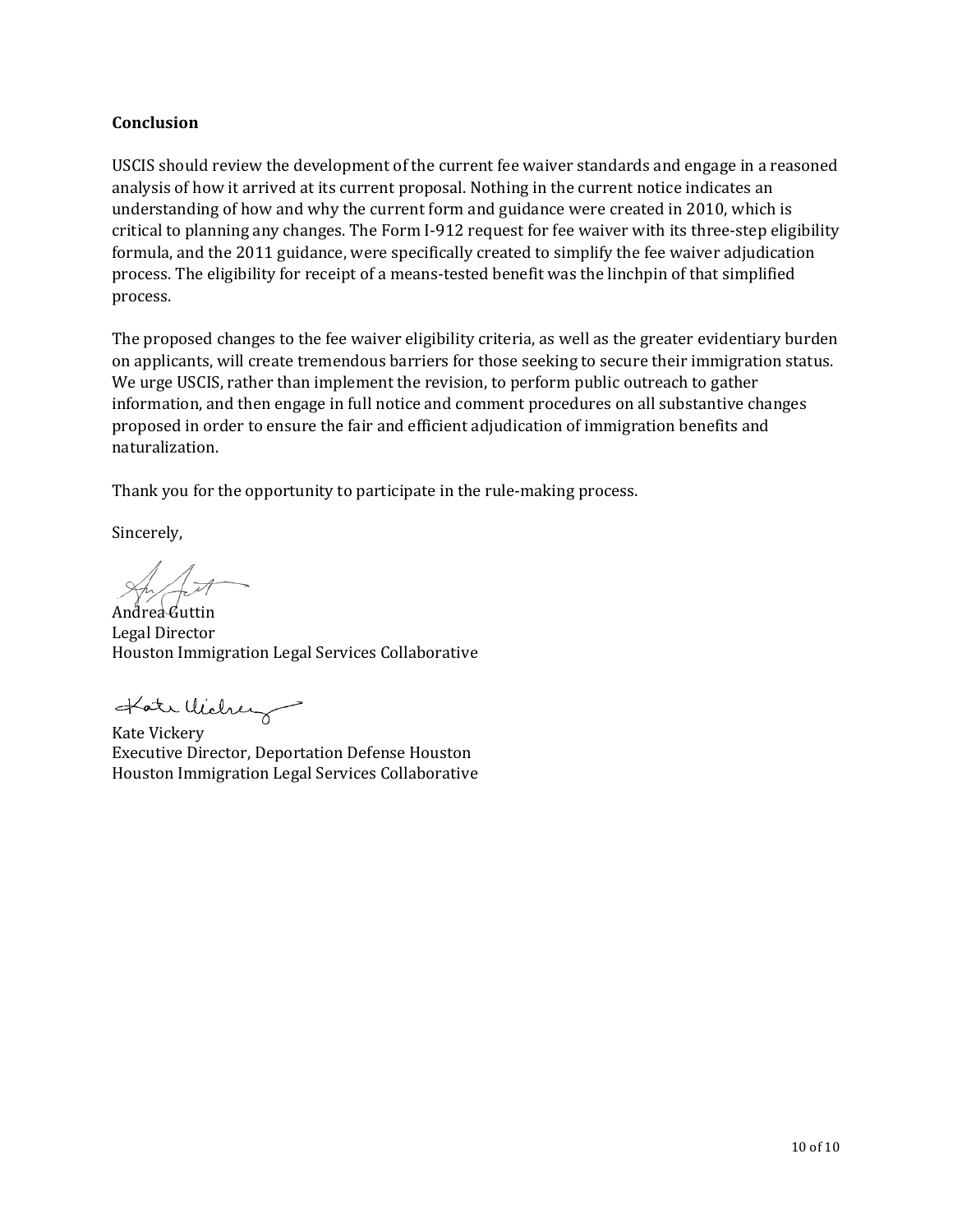**Conclusion**

USCIS should review the development of the current fee waiver standards and engage in a reasoned analysis of how it arrived at its current proposal. Nothing in the current notice indicates an understanding of how and why the current form and guidance were created in 2010, which is critical to planning any changes. The Form I-912 request for fee waiver with its three-step eligibility formula, and the 2011 guidance, were specifically created to simplify the fee waiver adjudication process. The eligibility for receipt of a means-tested benefit was the linchpin of that simplified process.

The proposed changes to the fee waiver eligibility criteria, as well as the greater evidentiary burden on applicants, will create tremendous barriers for those seeking to secure their immigration status. We urge USCIS, rather than implement the revision, to perform public outreach to gather information, and then engage in full notice and comment procedures on all substantive changes proposed in order to ensure the fair and efficient adjudication of immigration benefits and naturalization.

Thank you for the opportunity to participate in the rule-making process.

Sincerely,

Andrea Guttin
Legal Director
Houston Immigration Legal Services Collaborative

Kate Vickery
Executive Director, Deportation Defense Houston
Houston Immigration Legal Services Collaborative